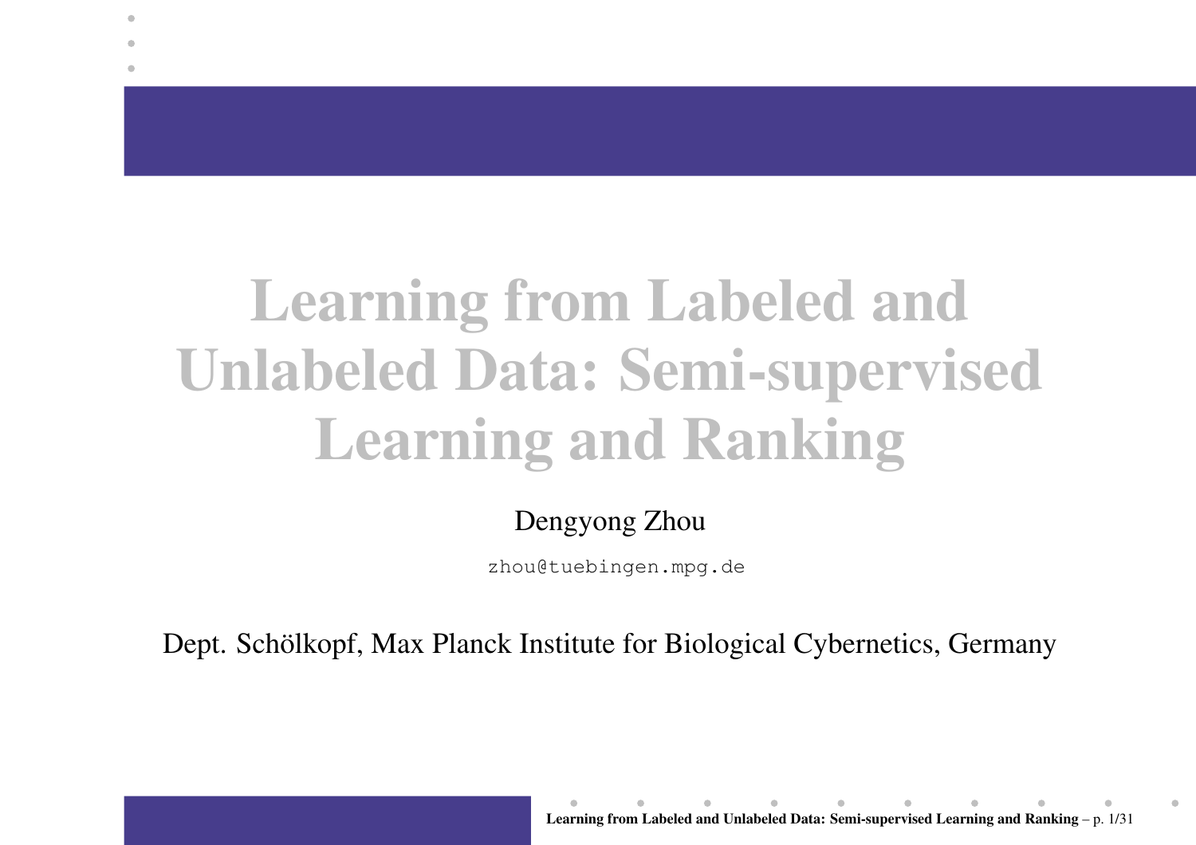# Learning from Labeled and Unlabeled Data: Semi-supervised Learning and Ranking

Dengyong Zhou

zhou@tuebingen.mpg.de

Dept. Schölkopf, Max Planck Institute for Biological Cybernetics, Germany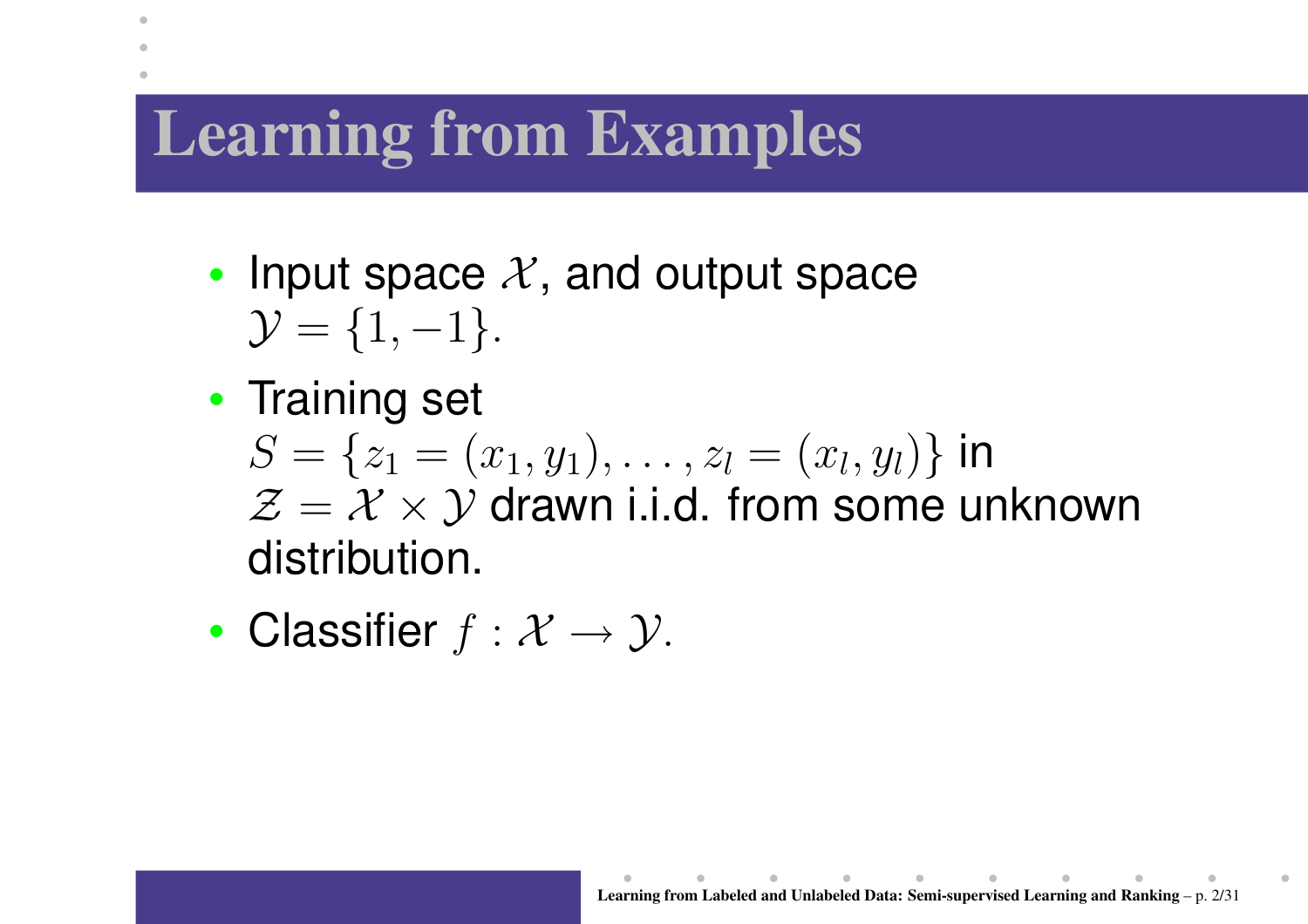# Learning from Examples

- Input space $\mathcal{X}$, and output space $\mathcal{Y} = \{1, -1\}$.
- Training set $S = \{z_1 = (x_1, y_1), \ldots, z_l = (x_l, y_l)\}$ in $\mathcal{Z} = \mathcal{X} \times \mathcal{Y}$ drawn i.i.d. from some unknown distribution.
- Classifier $f : \mathcal{X} \to \mathcal{Y}$.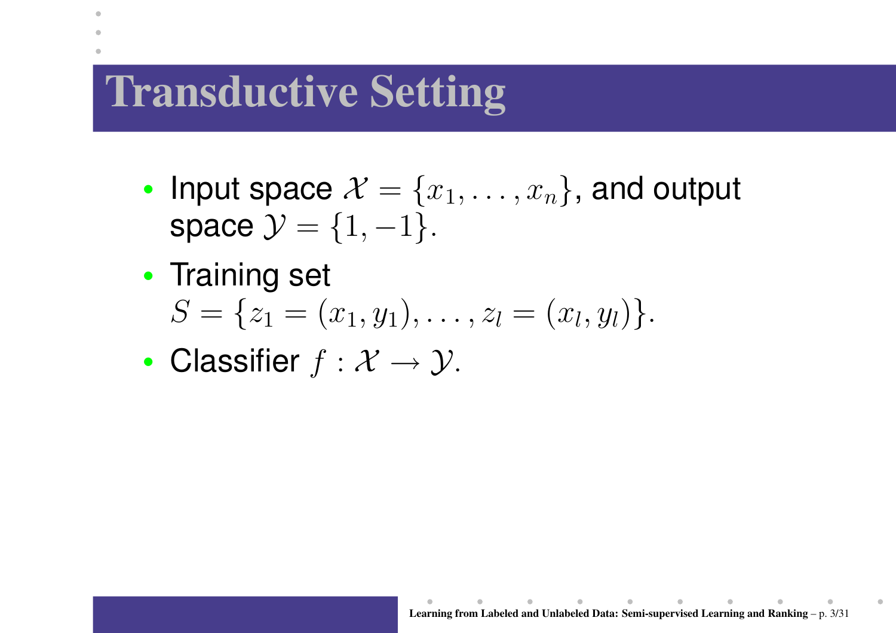# Transductive Setting

- Input space $\mathcal{X} = \{x_1, \ldots, x_n\}$, and output space $\mathcal{Y} = \{1, -1\}$.
- Training set $S = \{z_1 = (x_1, y_1), \ldots, z_l = (x_l, y_l)\}$.
- Classifier $f : \mathcal{X} \to \mathcal{Y}$.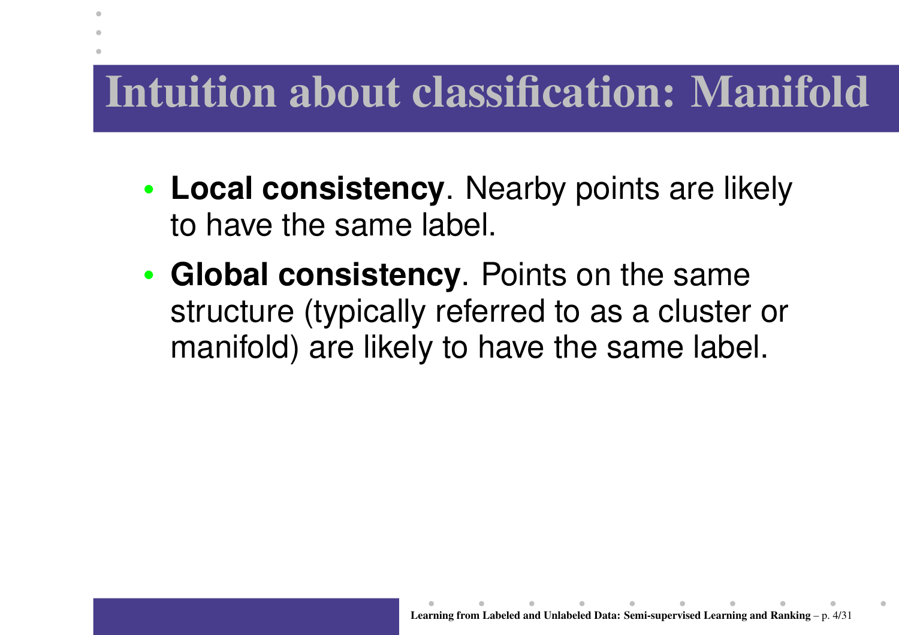# Intuition about classification: Manifold

- **Local consistency**. Nearby points are likely to have the same label.
- **Global consistency**. Points on the same structure (typically referred to as a cluster or manifold) are likely to have the same label.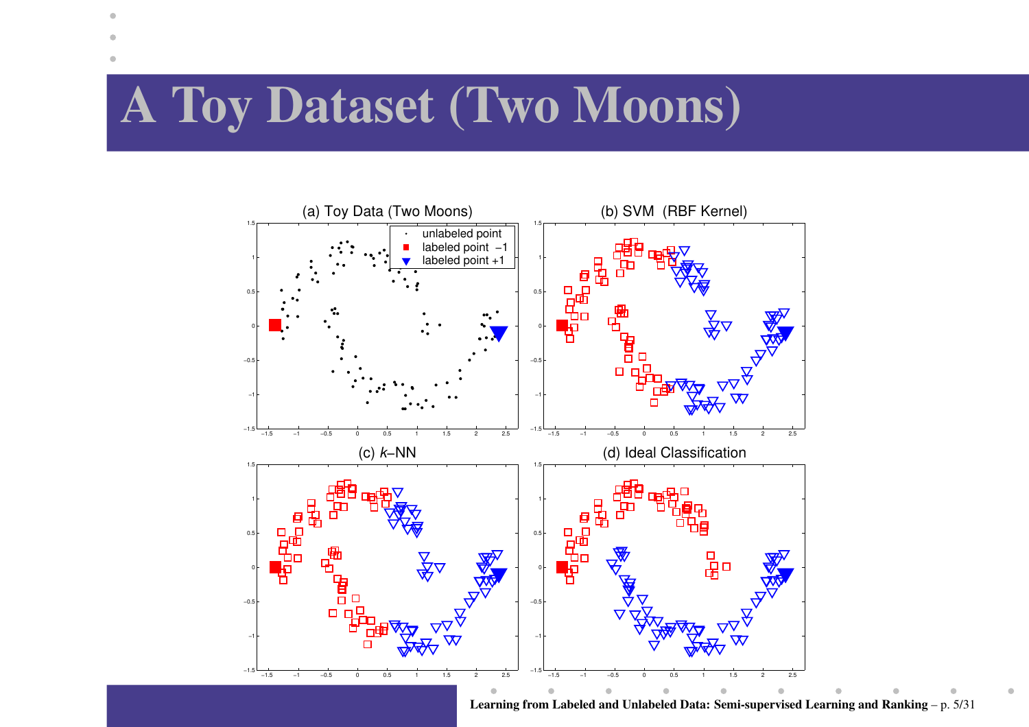# A Toy Dataset (Two Moons)

(a) Toy Data (Two Moons)

- unlabeled point
- labeled point −1
- labeled point +1

(b) SVM (RBF Kernel)

(c) $k$–NN

(d) Ideal Classification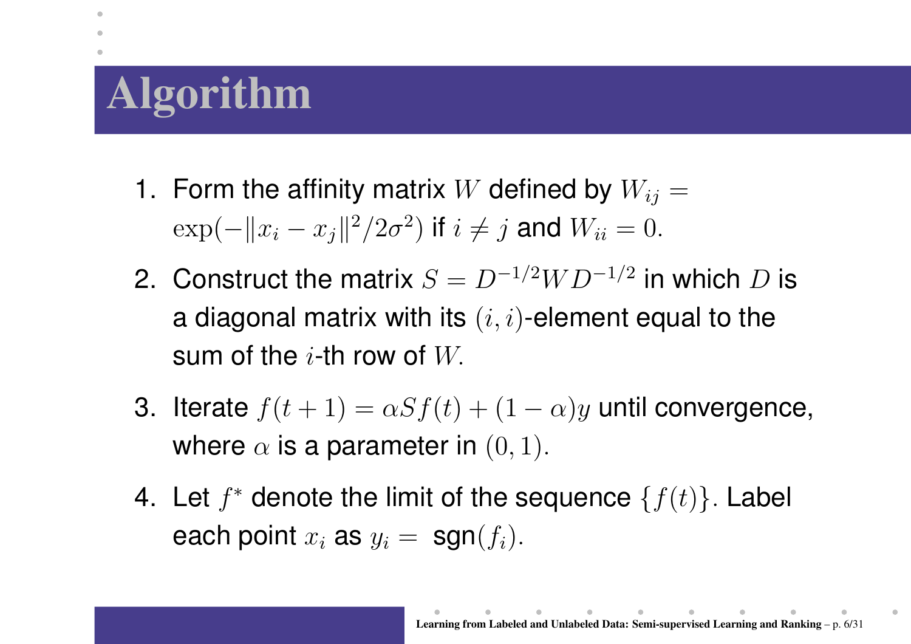# Algorithm

1. Form the affinity matrix $W$ defined by $W_{ij} = \exp(-\|x_i - x_j\|^2 / 2\sigma^2)$ if $i \neq j$ and $W_{ii} = 0$.
2. Construct the matrix $S = D^{-1/2} W D^{-1/2}$ in which $D$ is a diagonal matrix with its $(i, i)$-element equal to the sum of the $i$-th row of $W$.
3. Iterate $f(t+1) = \alpha S f(t) + (1 - \alpha) y$ until convergence, where $\alpha$ is a parameter in $(0, 1)$.
4. Let $f^*$ denote the limit of the sequence $\{f(t)\}$. Label each point $x_i$ as $y_i = \text{sgn}(f_i)$.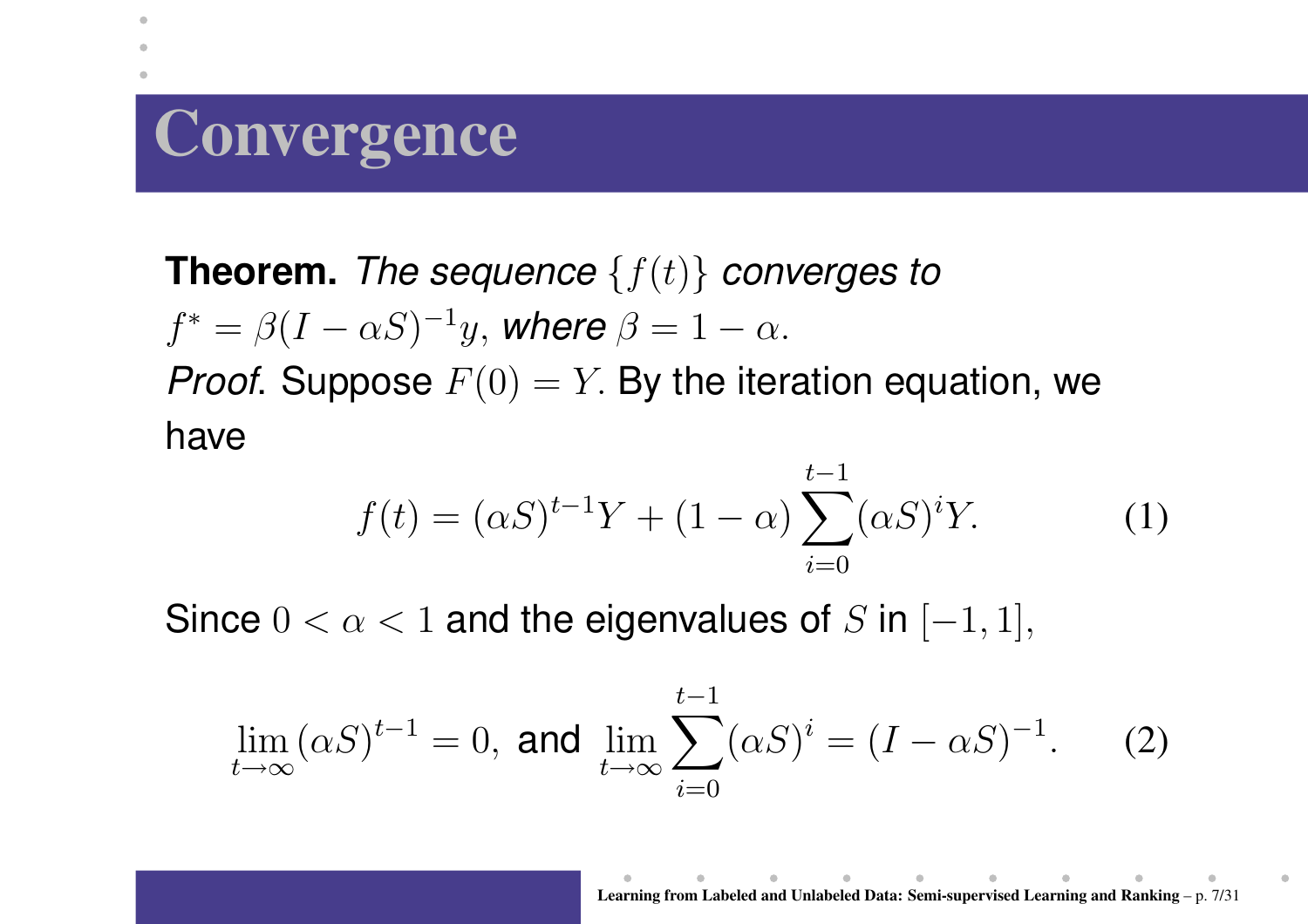# Convergence

**Theorem.** *The sequence* $\{f(t)\}$ *converges to* $f^* = \beta(I - \alpha S)^{-1}y$, *where* $\beta = 1 - \alpha$.

*Proof*. Suppose $F(0) = Y$. By the iteration equation, we have

$$f(t) = (\alpha S)^{t-1}Y + (1 - \alpha)\sum_{i=0}^{t-1}(\alpha S)^i Y. \qquad (1)$$

Since $0 < \alpha < 1$ and the eigenvalues of $S$ in $[-1, 1]$,

$$\lim_{t\to\infty}(\alpha S)^{t-1} = 0, \text{ and } \lim_{t\to\infty}\sum_{i=0}^{t-1}(\alpha S)^i = (I - \alpha S)^{-1}. \qquad (2)$$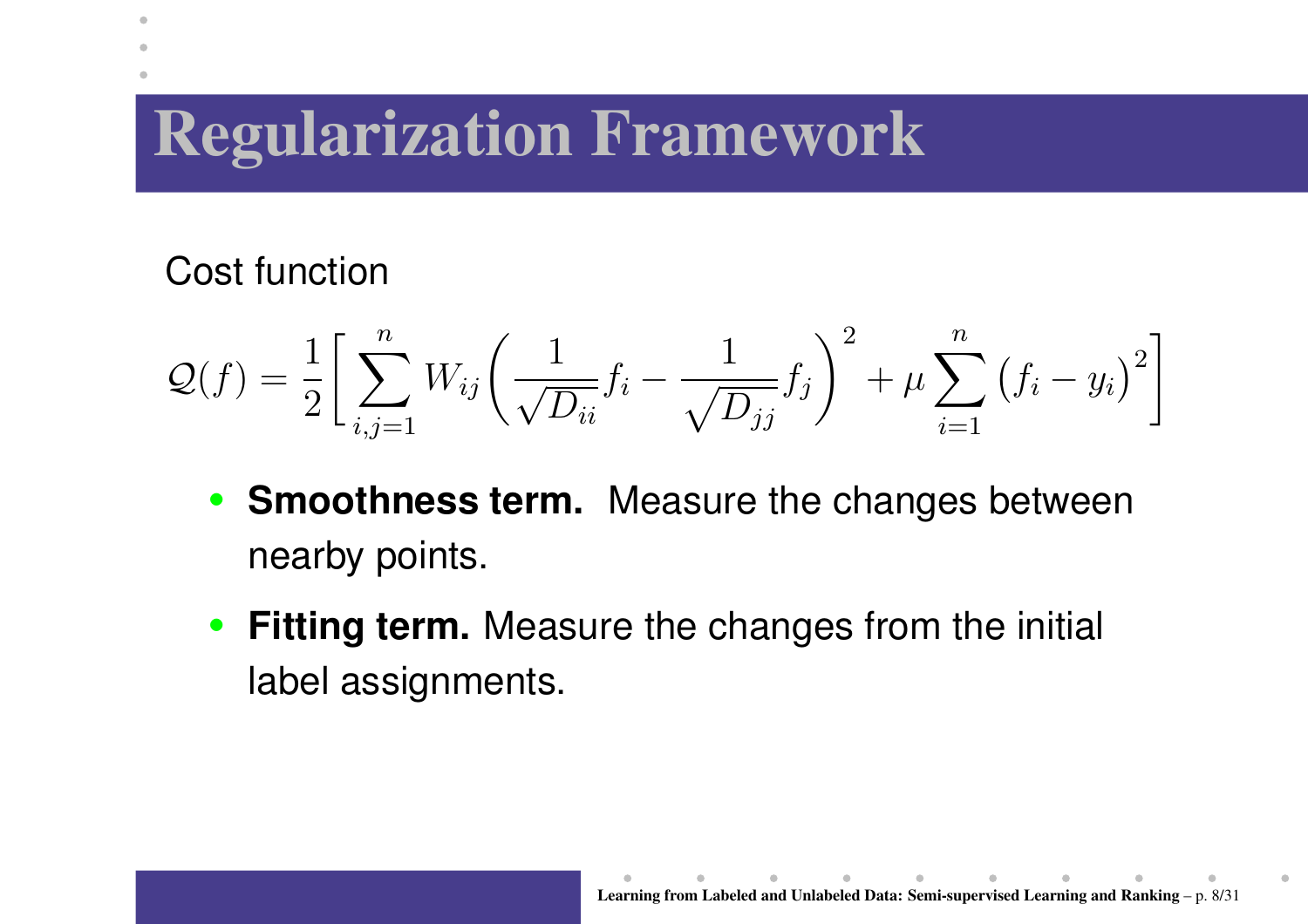# Regularization Framework

Cost function

$$\mathcal{Q}(f) = \frac{1}{2}\left[ \sum_{i,j=1}^{n} W_{ij} \left( \frac{1}{\sqrt{D_{ii}}} f_i - \frac{1}{\sqrt{D_{jj}}} f_j \right)^2 + \mu \sum_{i=1}^{n} \left( f_i - y_i \right)^2 \right]$$

- **Smoothness term.** Measure the changes between nearby points.
- **Fitting term.** Measure the changes from the initial label assignments.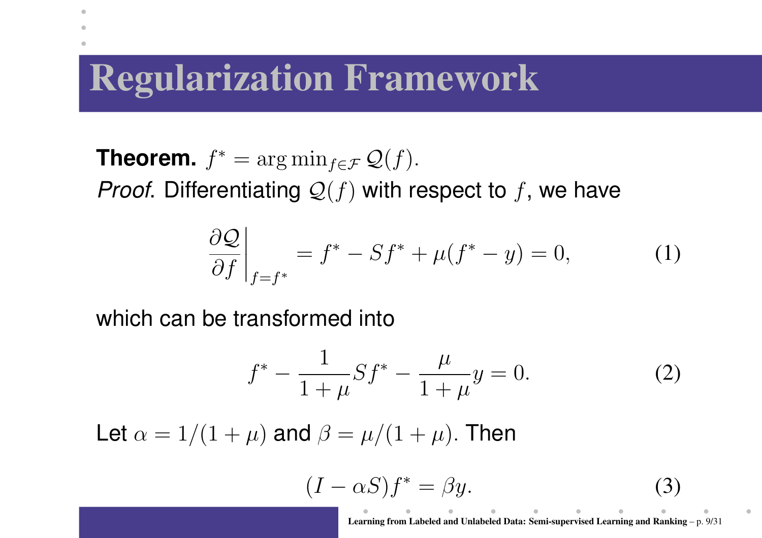# Regularization Framework

**Theorem.** $f^* = \arg\min_{f \in \mathcal{F}} \mathcal{Q}(f)$.

*Proof*. Differentiating $\mathcal{Q}(f)$ with respect to $f$, we have

$$\left.\frac{\partial \mathcal{Q}}{\partial f}\right|_{f=f^*} = f^* - Sf^* + \mu(f^* - y) = 0, \tag{1}$$

which can be transformed into

$$f^* - \frac{1}{1+\mu} S f^* - \frac{\mu}{1+\mu} y = 0. \tag{2}$$

Let $\alpha = 1/(1+\mu)$ and $\beta = \mu/(1+\mu)$. Then

$$(I - \alpha S) f^* = \beta y. \tag{3}$$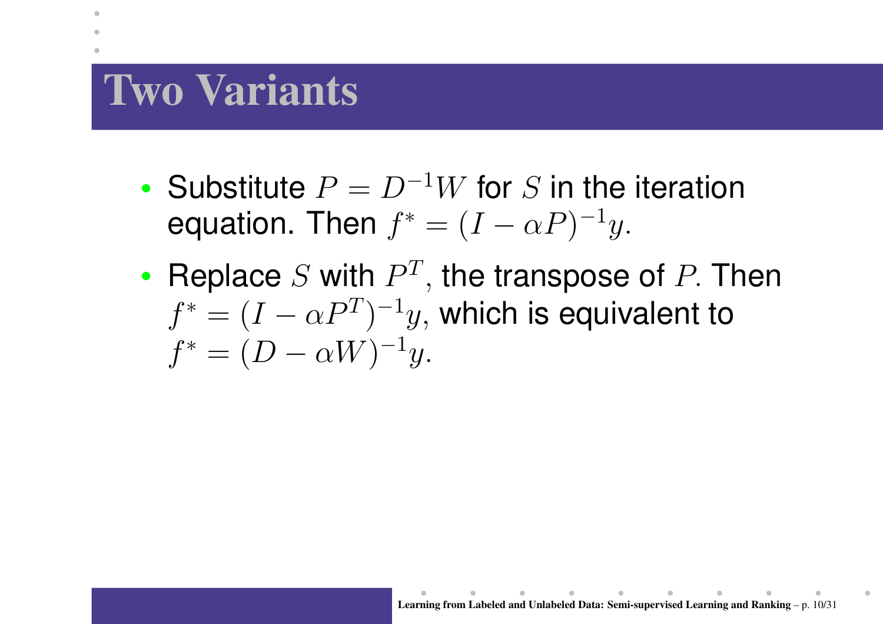# Two Variants

- Substitute $P = D^{-1}W$ for $S$ in the iteration equation. Then $f^* = (I - \alpha P)^{-1}y$.
- Replace $S$ with $P^T$, the transpose of $P$. Then $f^* = (I - \alpha P^T)^{-1}y$, which is equivalent to $f^* = (D - \alpha W)^{-1}y$.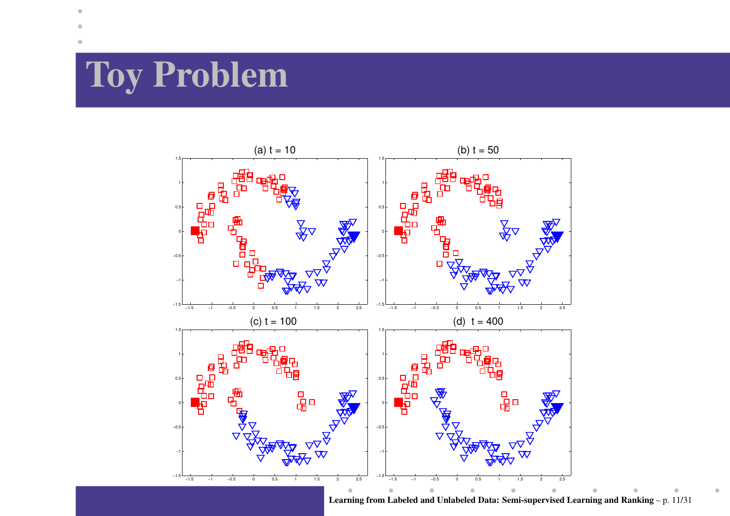# Toy Problem

(a) t = 10

(b) t = 50

(c) t = 100

(d) t = 400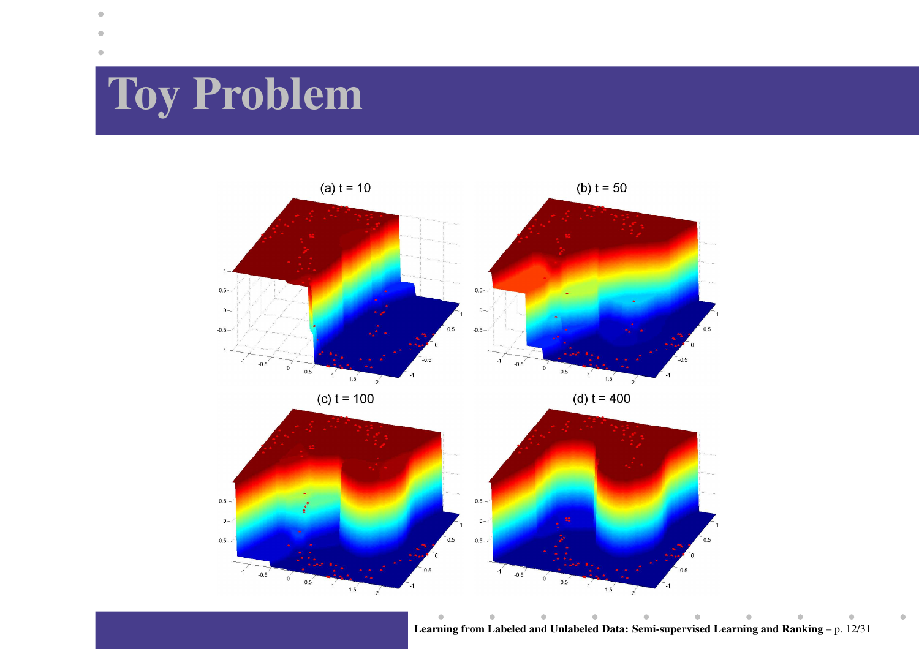# Toy Problem

(a) t = 10

(b) t = 50

(c) t = 100

(d) t = 400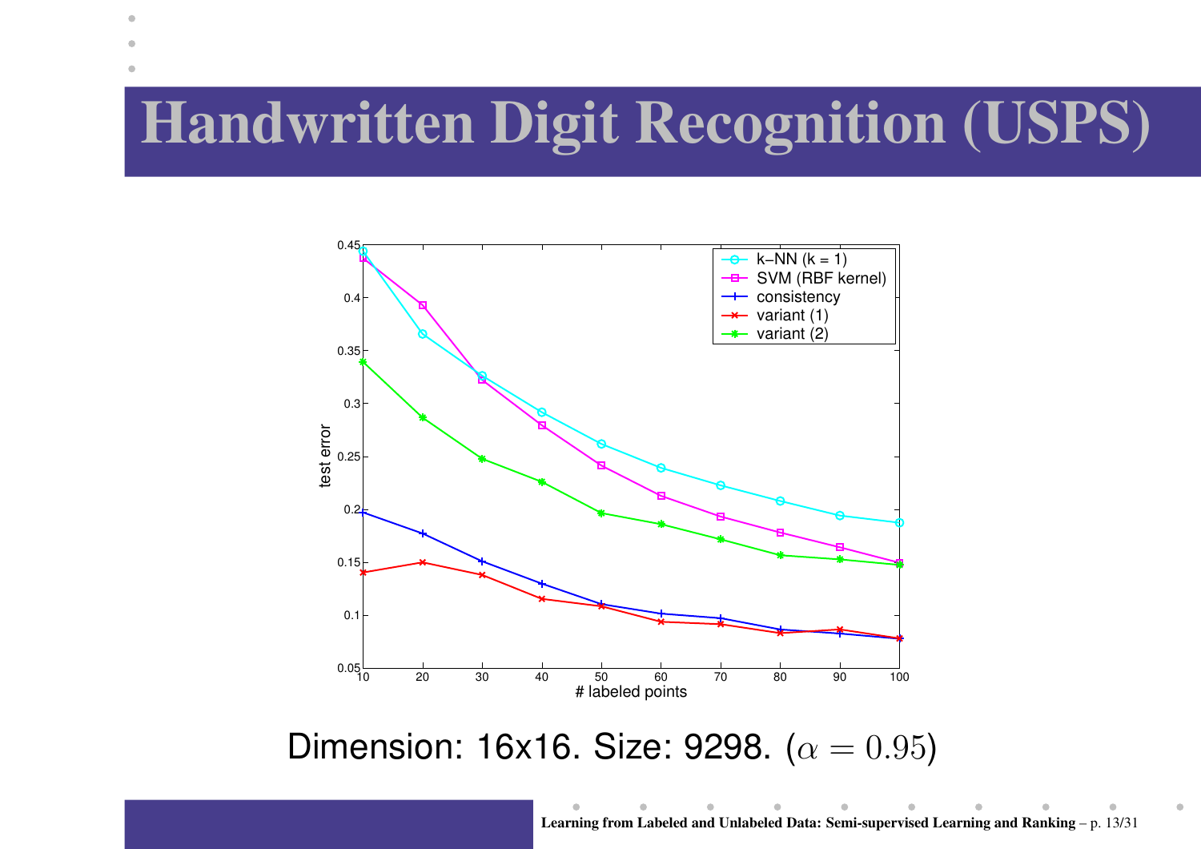# Handwritten Digit Recognition (USPS)

Dimension: 16x16. Size: 9298. ($\alpha = 0.95$)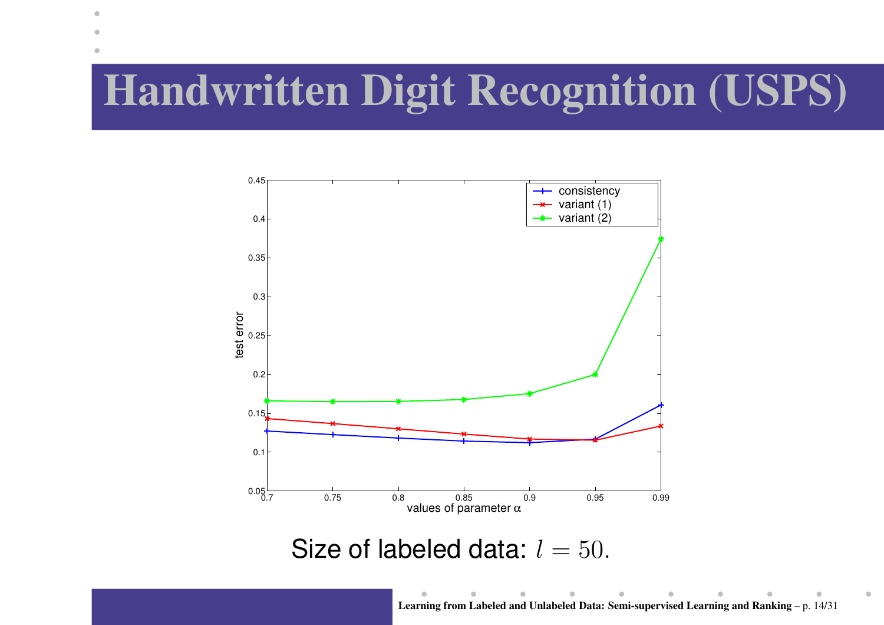# Handwritten Digit Recognition (USPS)

Size of labeled data: $l = 50$.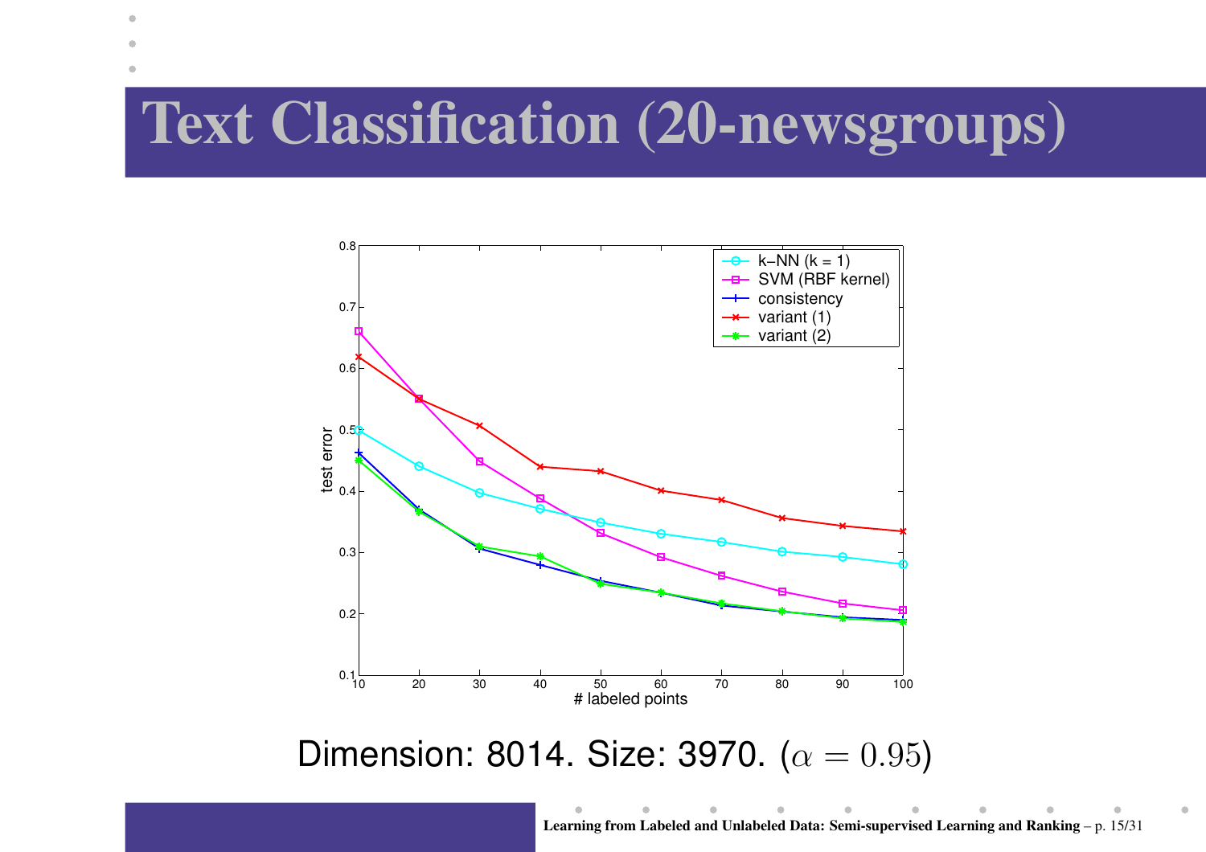# Text Classification (20-newsgroups)

Dimension: 8014. Size: 3970. ($\alpha = 0.95$)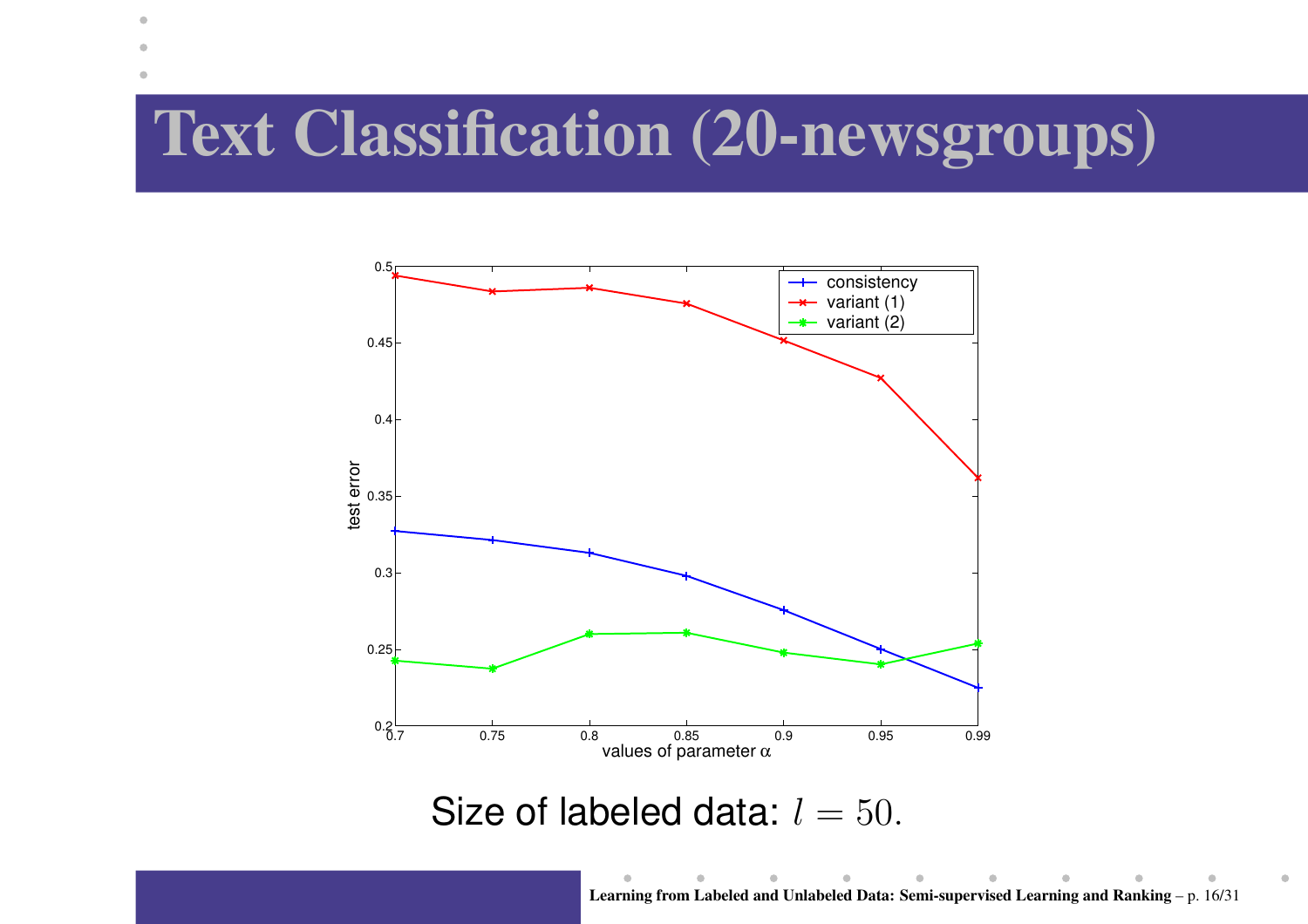# Text Classification (20-newsgroups)

Size of labeled data: $l = 50$.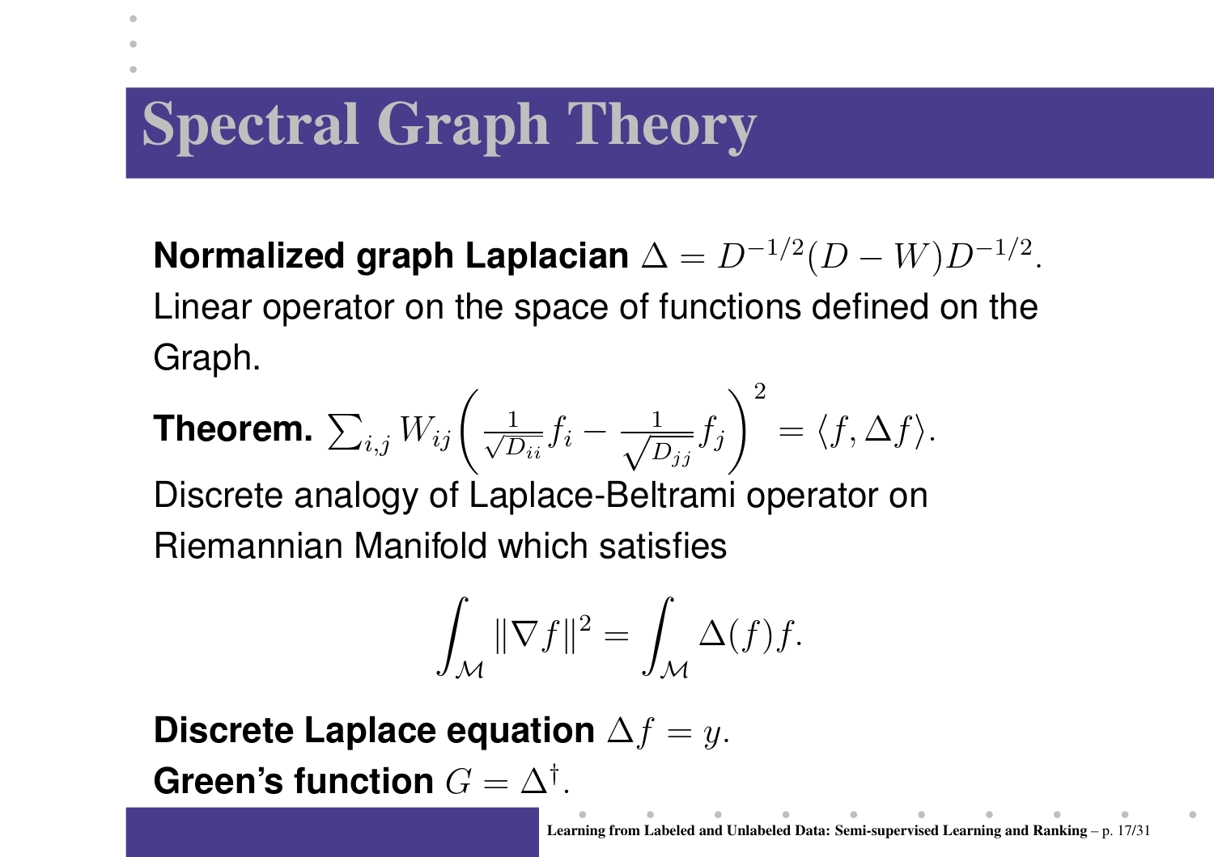# Spectral Graph Theory

**Normalized graph Laplacian** $\Delta = D^{-1/2}(D - W)D^{-1/2}$.
Linear operator on the space of functions defined on the Graph.

**Theorem.** $\sum_{i,j} W_{ij}\left(\frac{1}{\sqrt{D_{ii}}}f_i - \frac{1}{\sqrt{D_{jj}}}f_j\right)^2 = \langle f, \Delta f\rangle$.
Discrete analogy of Laplace-Beltrami operator on Riemannian Manifold which satisfies

$$\int_{\mathcal{M}} \|\nabla f\|^2 = \int_{\mathcal{M}} \Delta(f) f.$$

**Discrete Laplace equation** $\Delta f = y$.
**Green's function** $G = \Delta^{\dagger}$.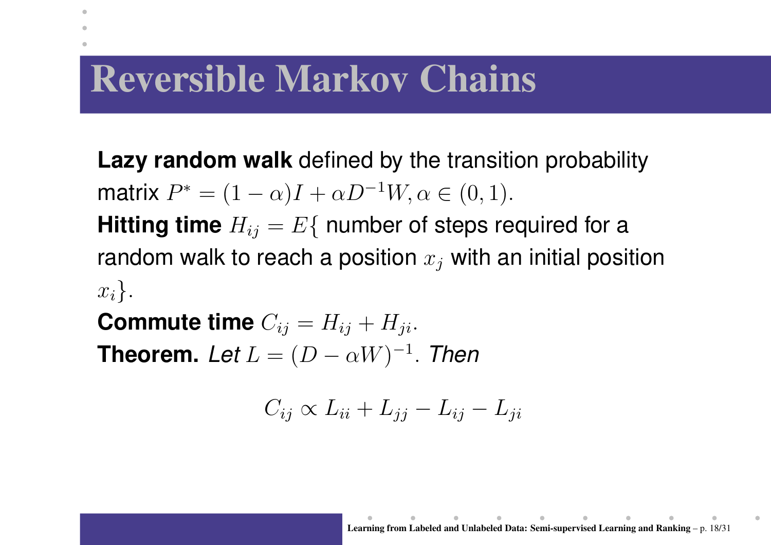# Reversible Markov Chains

**Lazy random walk** defined by the transition probability matrix $P^* = (1-\alpha)I + \alpha D^{-1}W, \alpha \in (0,1)$.

**Hitting time** $H_{ij} = E\{$ number of steps required for a random walk to reach a position $x_j$ with an initial position $x_i\}$.

**Commute time** $C_{ij} = H_{ij} + H_{ji}$.

**Theorem.** *Let* $L = (D - \alpha W)^{-1}$. *Then*

$$C_{ij} \propto L_{ii} + L_{jj} - L_{ij} - L_{ji}$$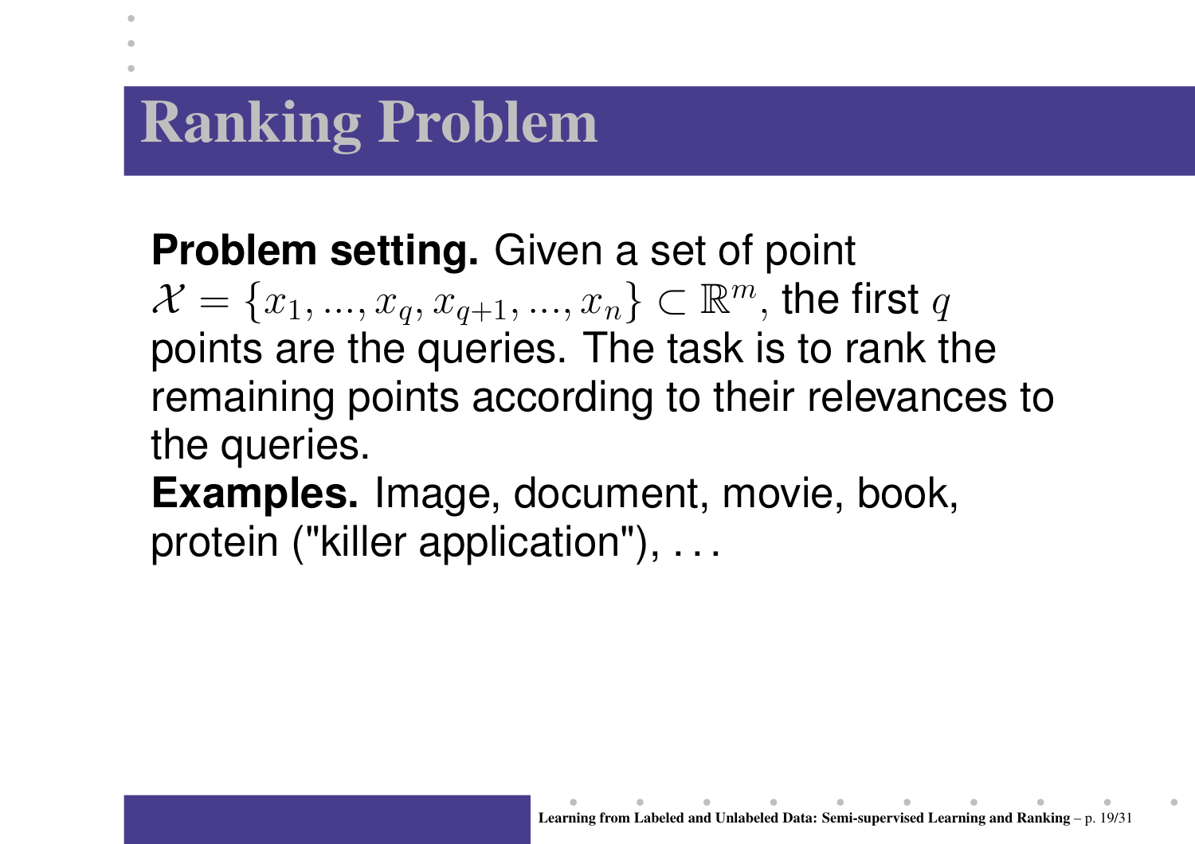# Ranking Problem

**Problem setting.** Given a set of point $\mathcal{X} = \{x_1, ..., x_q, x_{q+1}, ..., x_n\} \subset \mathbb{R}^m$, the first $q$ points are the queries. The task is to rank the remaining points according to their relevances to the queries.

**Examples.** Image, document, movie, book, protein ("killer application"), . . .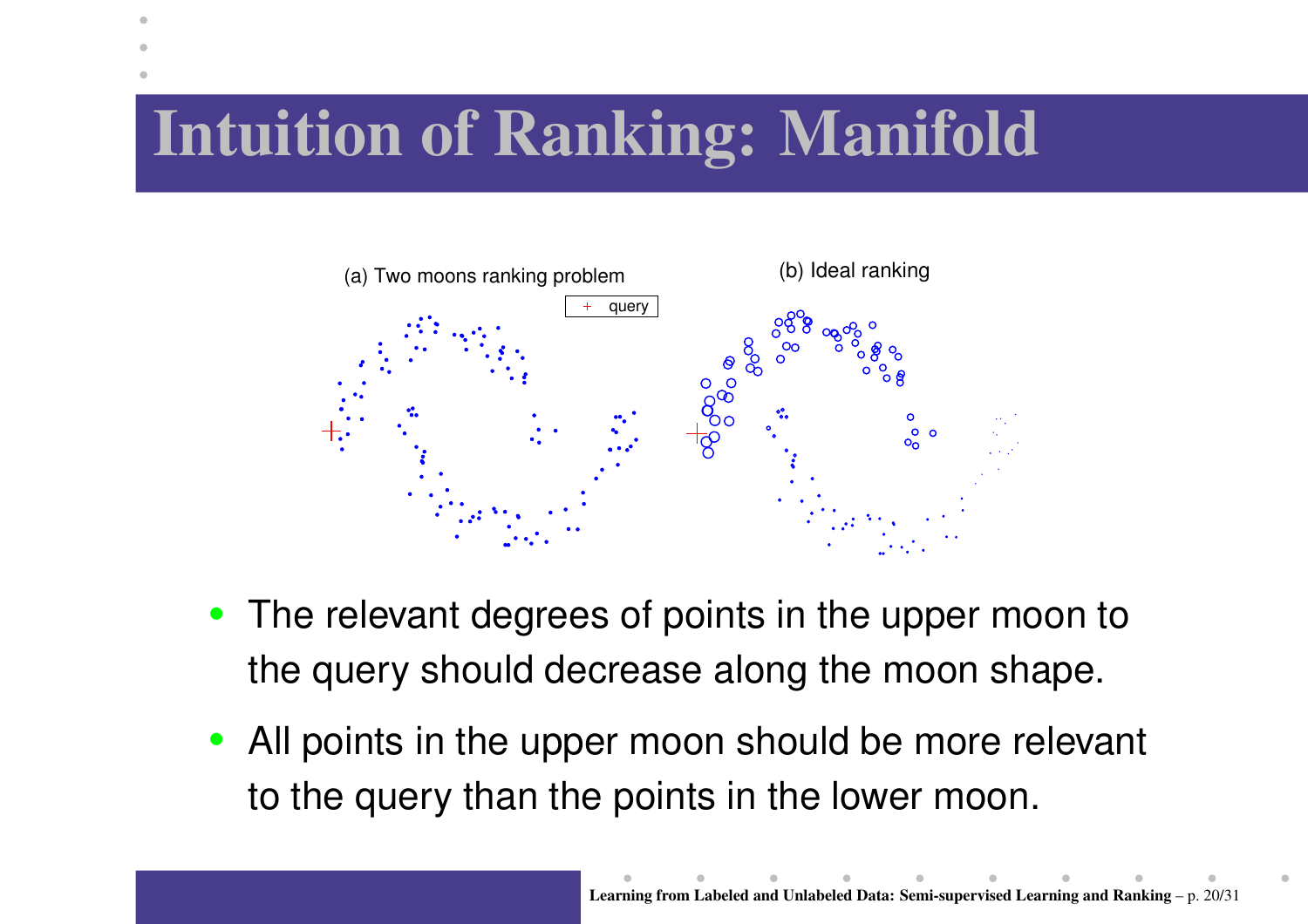# Intuition of Ranking: Manifold

(a) Two moons ranking problem

+ query

(b) Ideal ranking

- The relevant degrees of points in the upper moon to the query should decrease along the moon shape.
- All points in the upper moon should be more relevant to the query than the points in the lower moon.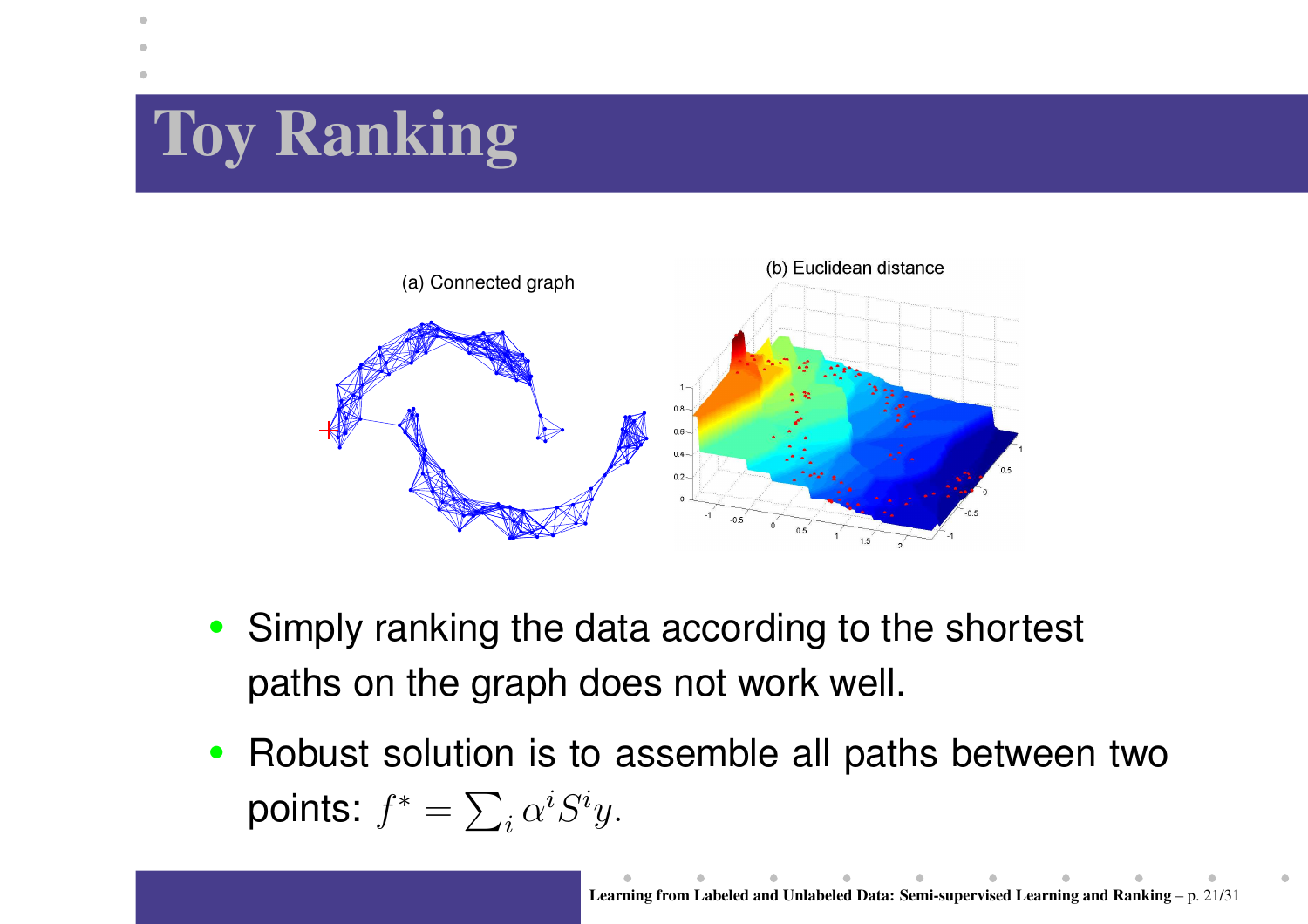# Toy Ranking

(a) Connected graph

(b) Euclidean distance

- Simply ranking the data according to the shortest paths on the graph does not work well.
- Robust solution is to assemble all paths between two points: $f^* = \sum_i \alpha^i S^i y$.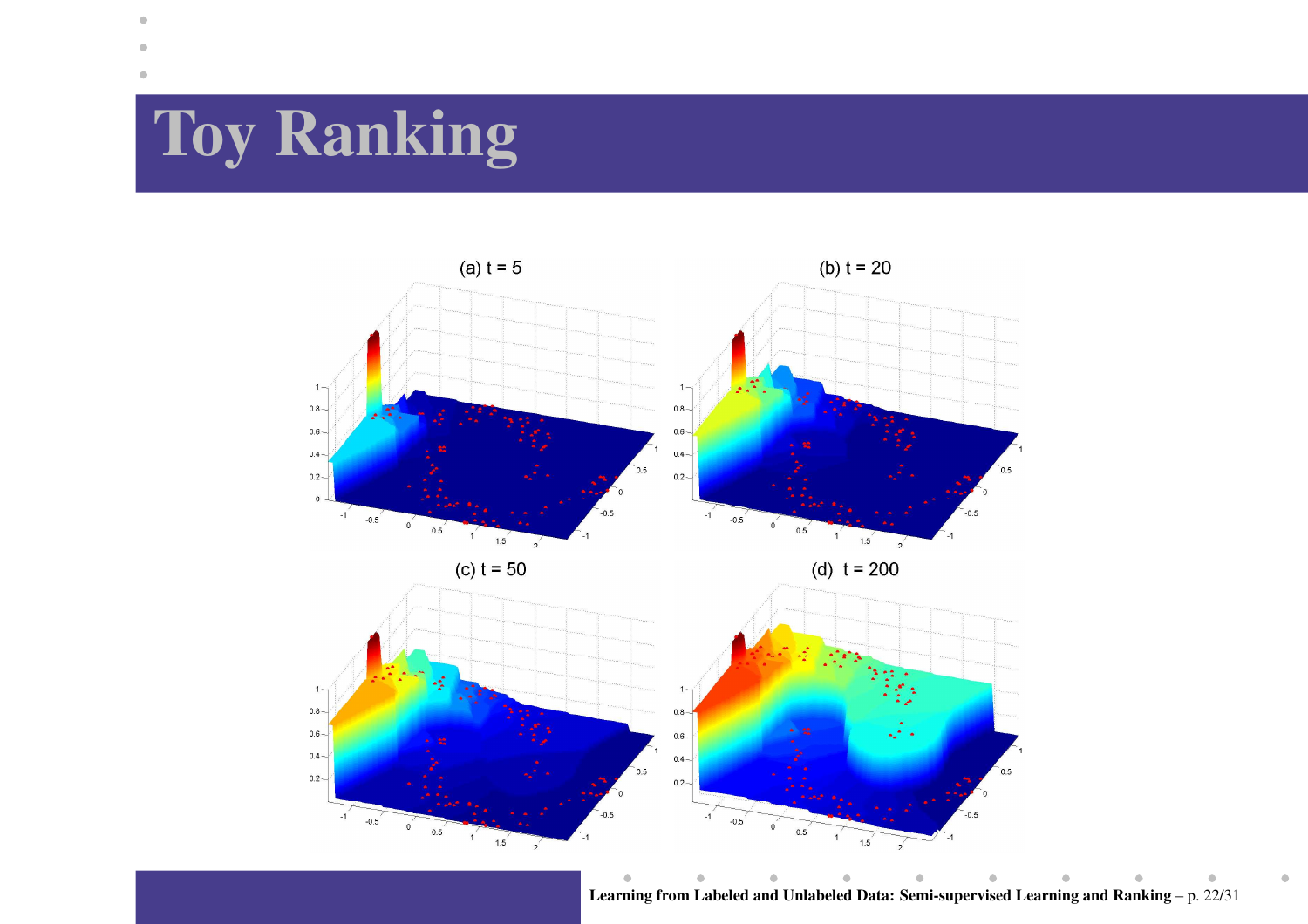# Toy Ranking

(a) t = 5

(b) t = 20

(c) t = 50

(d) t = 200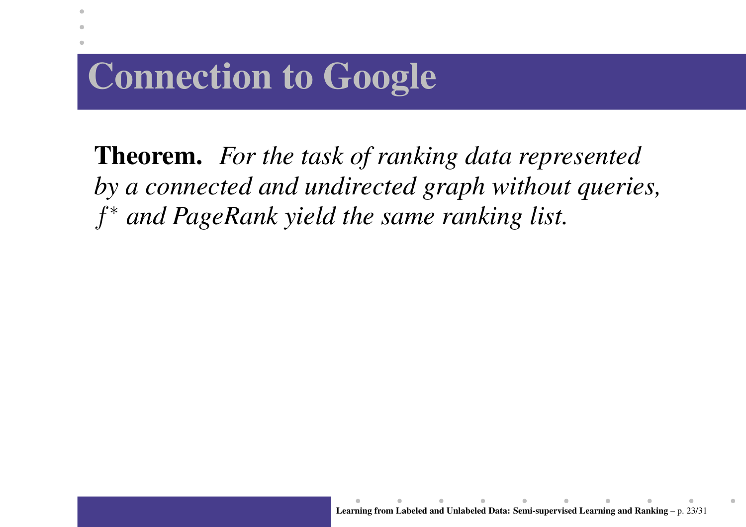# Connection to Google

**Theorem.** *For the task of ranking data represented by a connected and undirected graph without queries,* $f^*$ *and PageRank yield the same ranking list.*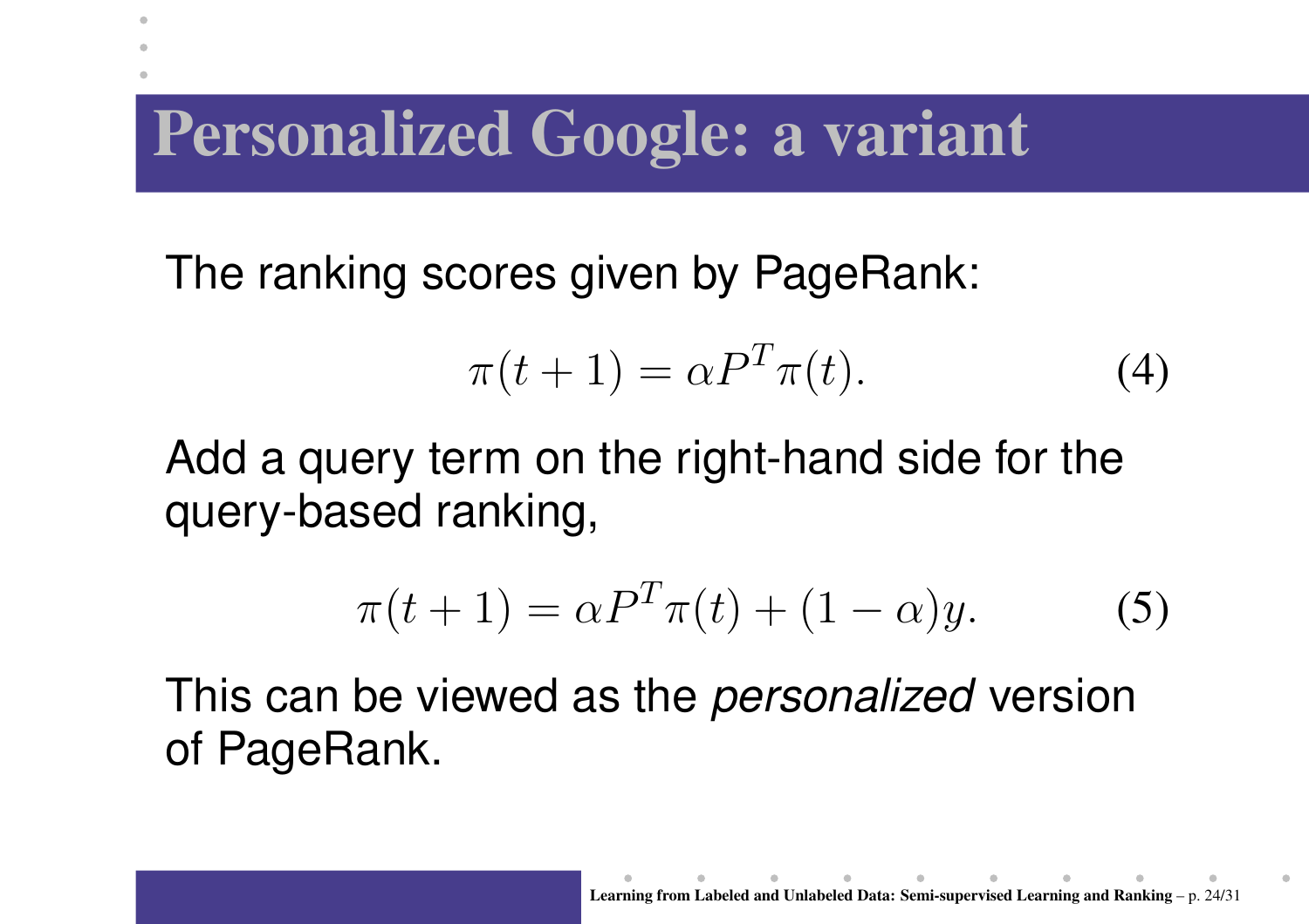# Personalized Google: a variant

The ranking scores given by PageRank:

$$\pi(t+1) = \alpha P^T \pi(t). \tag{4}$$

Add a query term on the right-hand side for the query-based ranking,

$$\pi(t+1) = \alpha P^T \pi(t) + (1-\alpha) y. \tag{5}$$

This can be viewed as the *personalized* version of PageRank.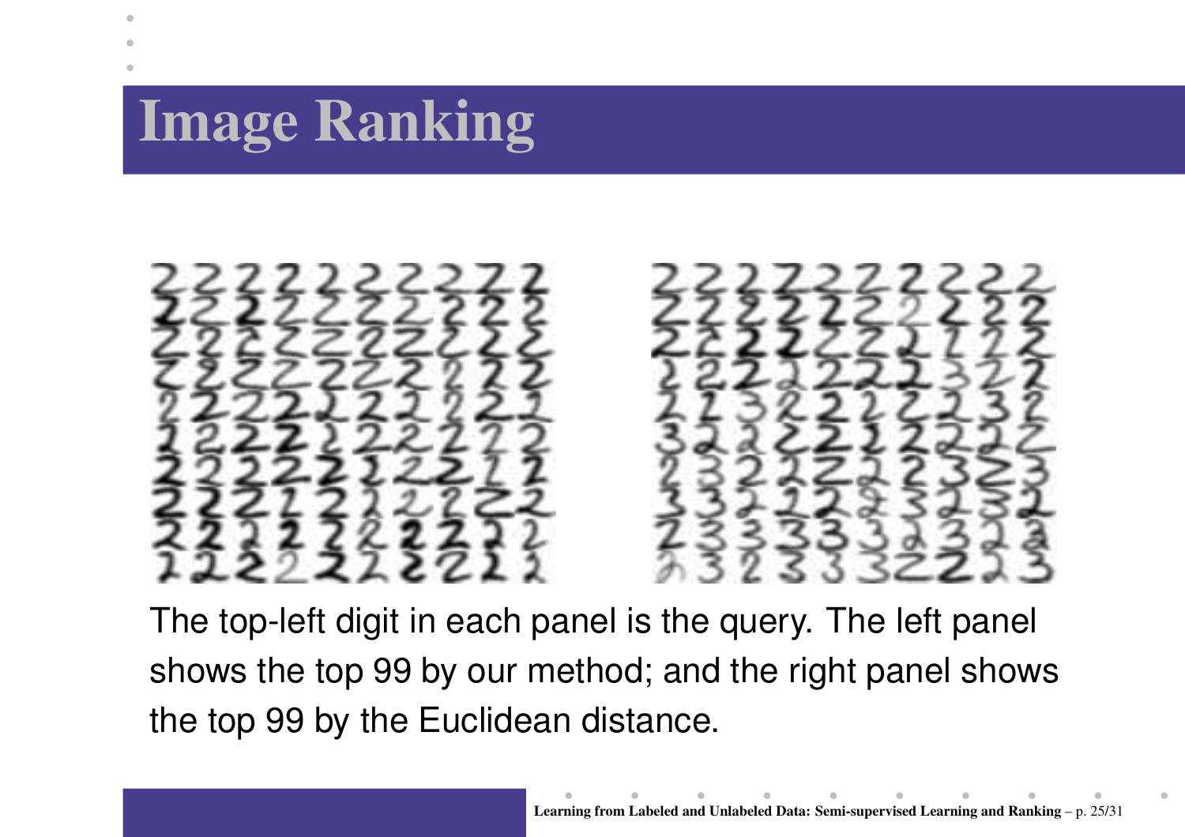# Image Ranking

The top-left digit in each panel is the query. The left panel shows the top 99 by our method; and the right panel shows the top 99 by the Euclidean distance.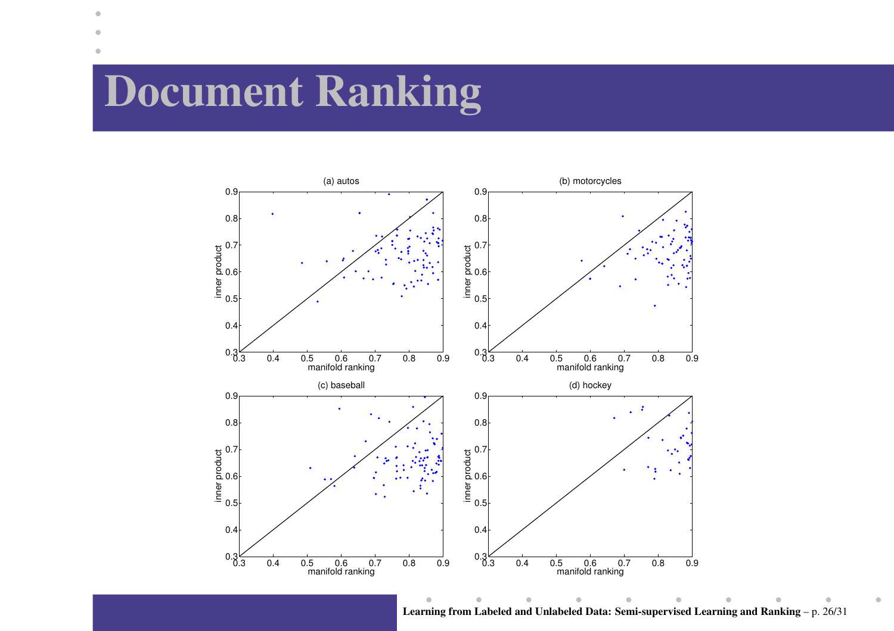# Document Ranking

(a) autos

(b) motorcycles

(c) baseball

(d) hockey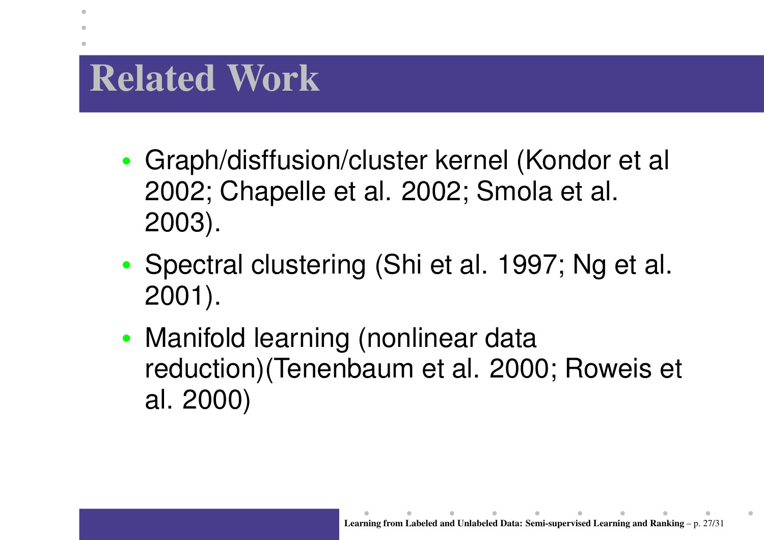# Related Work

- Graph/disffusion/cluster kernel (Kondor et al 2002; Chapelle et al. 2002; Smola et al. 2003).
- Spectral clustering (Shi et al. 1997; Ng et al. 2001).
- Manifold learning (nonlinear data reduction)(Tenenbaum et al. 2000; Roweis et al. 2000)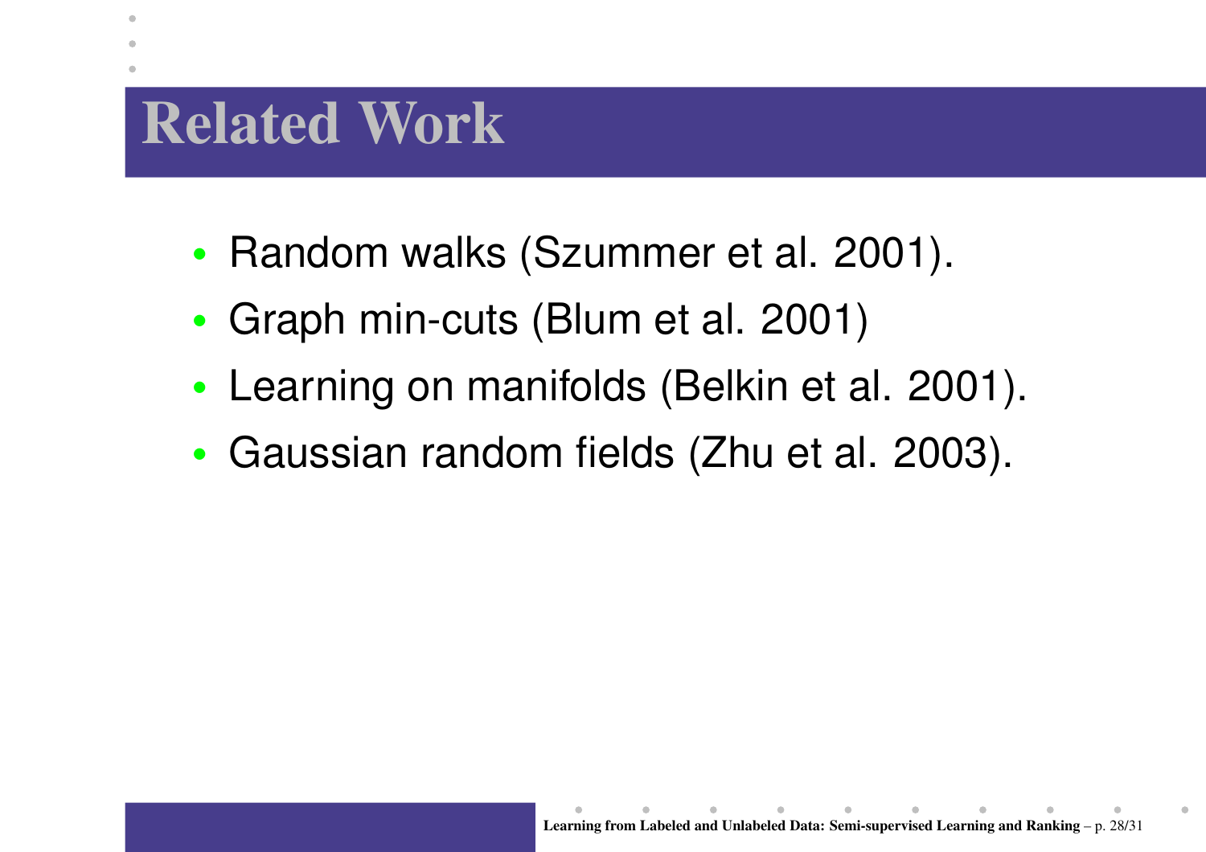# Related Work

- Random walks (Szummer et al. 2001).
- Graph min-cuts (Blum et al. 2001)
- Learning on manifolds (Belkin et al. 2001).
- Gaussian random fields (Zhu et al. 2003).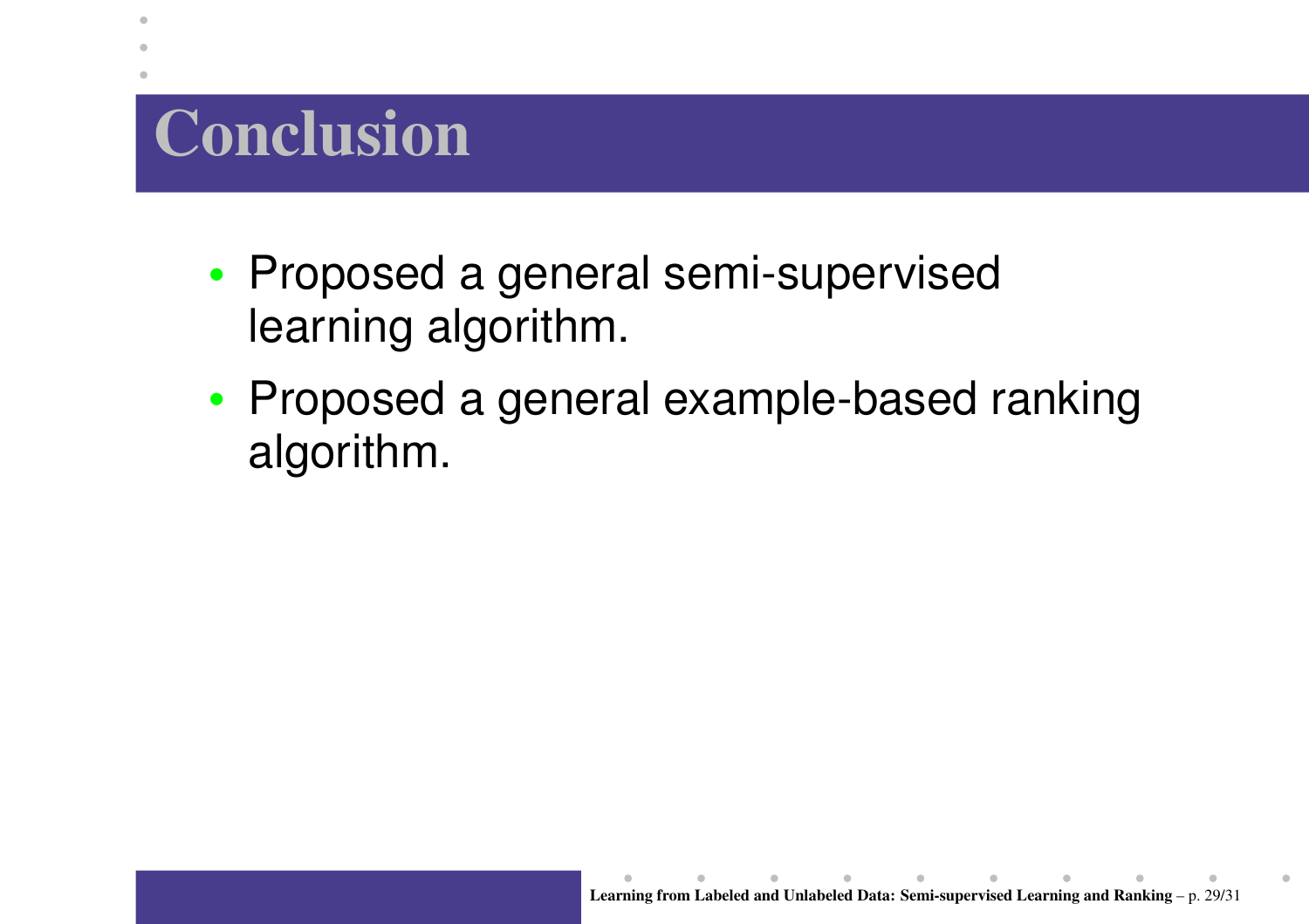# Conclusion

- Proposed a general semi-supervised learning algorithm.
- Proposed a general example-based ranking algorithm.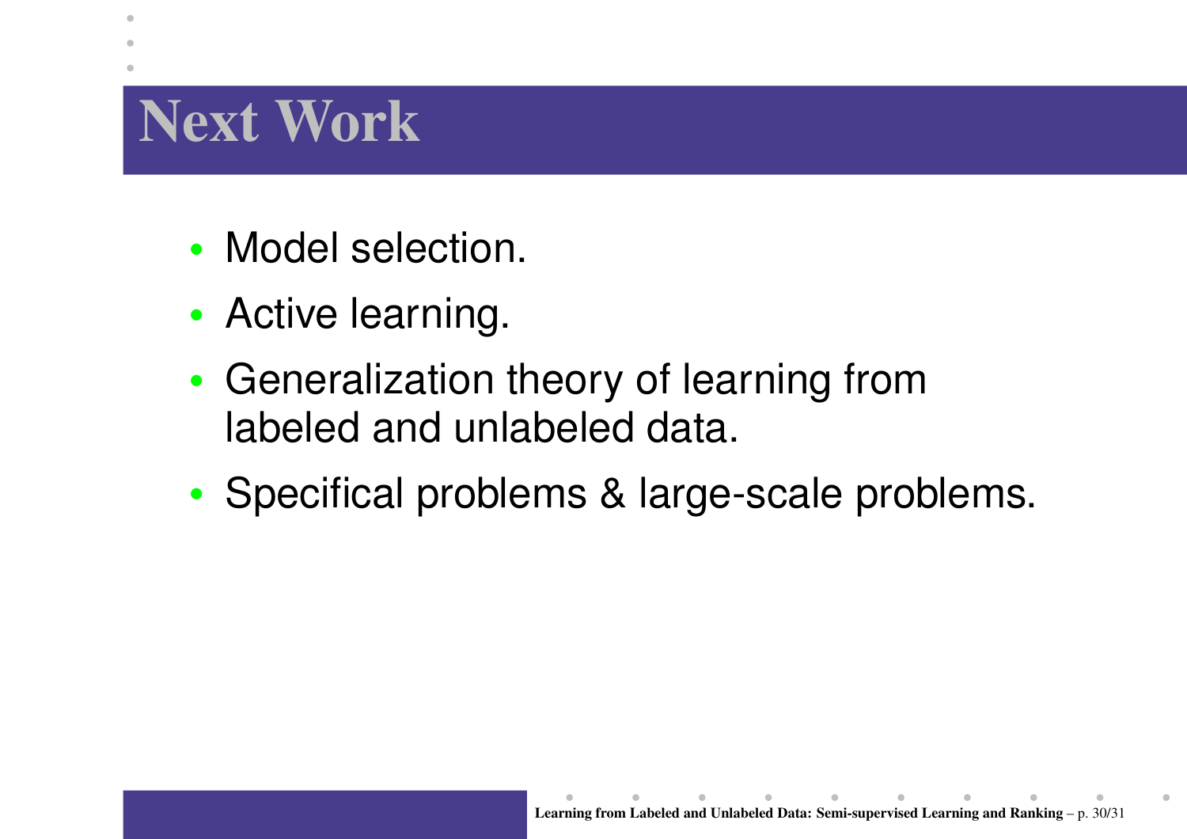# Next Work

- Model selection.
- Active learning.
- Generalization theory of learning from labeled and unlabeled data.
- Specifical problems & large-scale problems.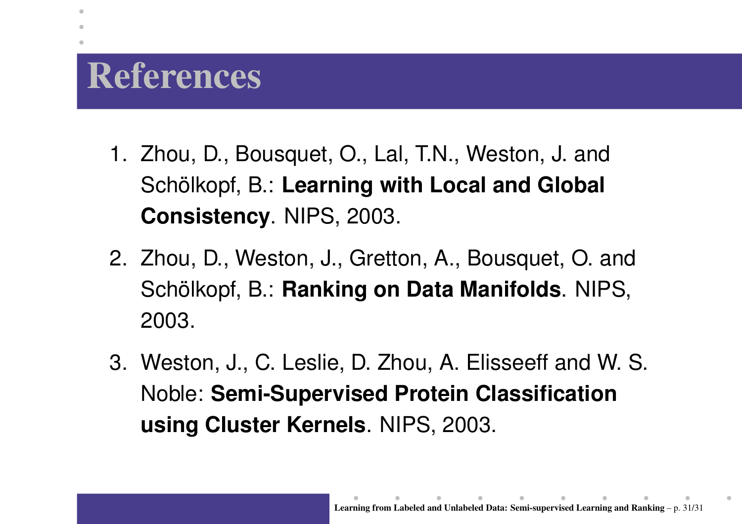# References

1. Zhou, D., Bousquet, O., Lal, T.N., Weston, J. and Schölkopf, B.: **Learning with Local and Global Consistency**. NIPS, 2003.
2. Zhou, D., Weston, J., Gretton, A., Bousquet, O. and Schölkopf, B.: **Ranking on Data Manifolds**. NIPS, 2003.
3. Weston, J., C. Leslie, D. Zhou, A. Elisseeff and W. S. Noble: **Semi-Supervised Protein Classification using Cluster Kernels**. NIPS, 2003.